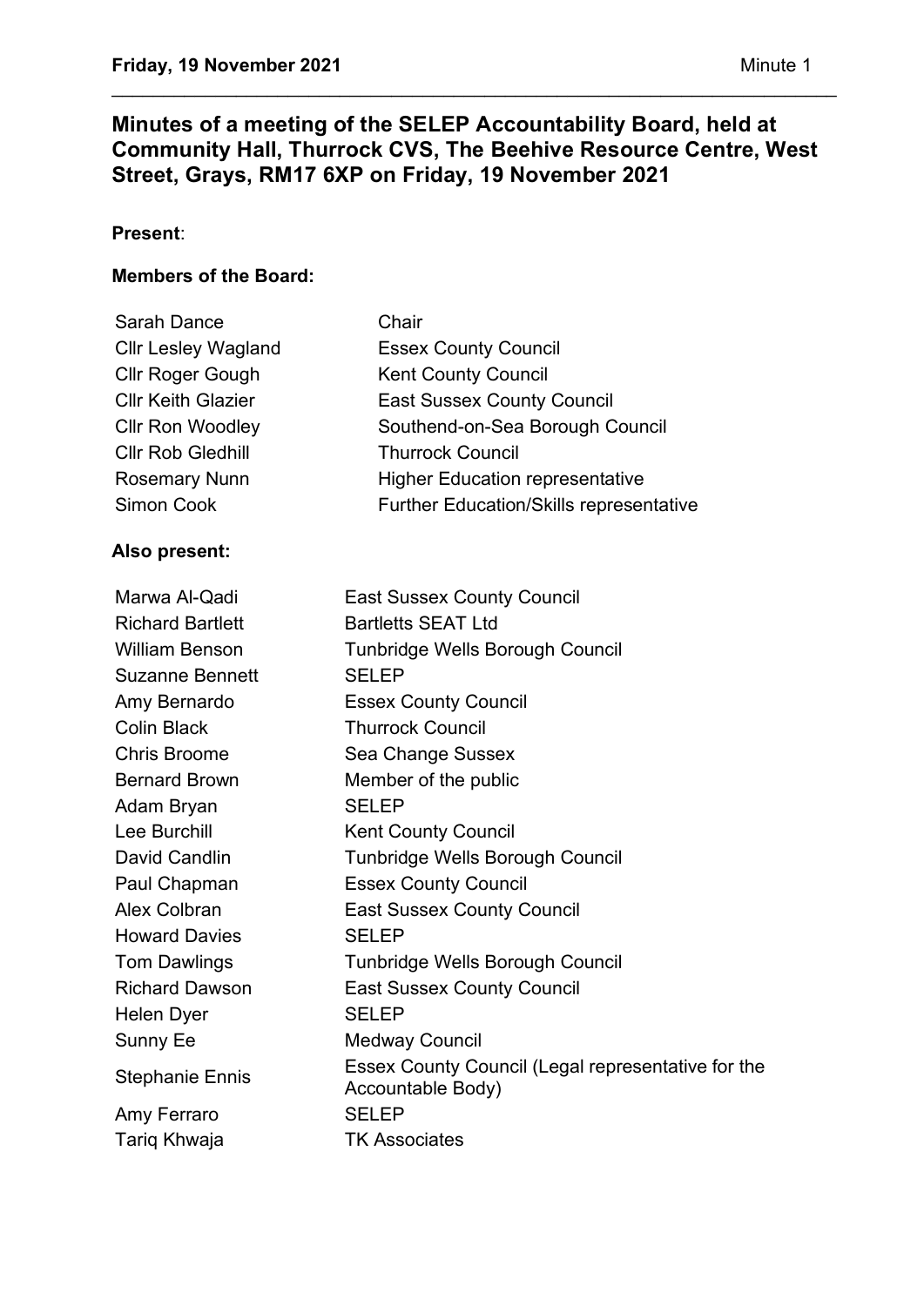# Minutes of a meeting of the SELEP Accountability Board, held at Community Hall, Thurrock CVS, The Beehive Resource Centre, West Street, Grays, RM17 6XP on Friday, 19 November 2021

**Present**:

**Members of the Board:**

| | |
|---|---|
| Sarah Dance | Chair |
| Cllr Lesley Wagland | Essex County Council |
| Cllr Roger Gough | Kent County Council |
| Cllr Keith Glazier | East Sussex County Council |
| Cllr Ron Woodley | Southend-on-Sea Borough Council |
| Cllr Rob Gledhill | Thurrock Council |
| Rosemary Nunn | Higher Education representative |
| Simon Cook | Further Education/Skills representative |

**Also present:**

| | |
|---|---|
| Marwa Al-Qadi | East Sussex County Council |
| Richard Bartlett | Bartletts SEAT Ltd |
| William Benson | Tunbridge Wells Borough Council |
| Suzanne Bennett | SELEP |
| Amy Bernardo | Essex County Council |
| Colin Black | Thurrock Council |
| Chris Broome | Sea Change Sussex |
| Bernard Brown | Member of the public |
| Adam Bryan | SELEP |
| Lee Burchill | Kent County Council |
| David Candlin | Tunbridge Wells Borough Council |
| Paul Chapman | Essex County Council |
| Alex Colbran | East Sussex County Council |
| Howard Davies | SELEP |
| Tom Dawlings | Tunbridge Wells Borough Council |
| Richard Dawson | East Sussex County Council |
| Helen Dyer | SELEP |
| Sunny Ee | Medway Council |
| Stephanie Ennis | Essex County Council (Legal representative for the Accountable Body) |
| Amy Ferraro | SELEP |
| Tariq Khwaja | TK Associates |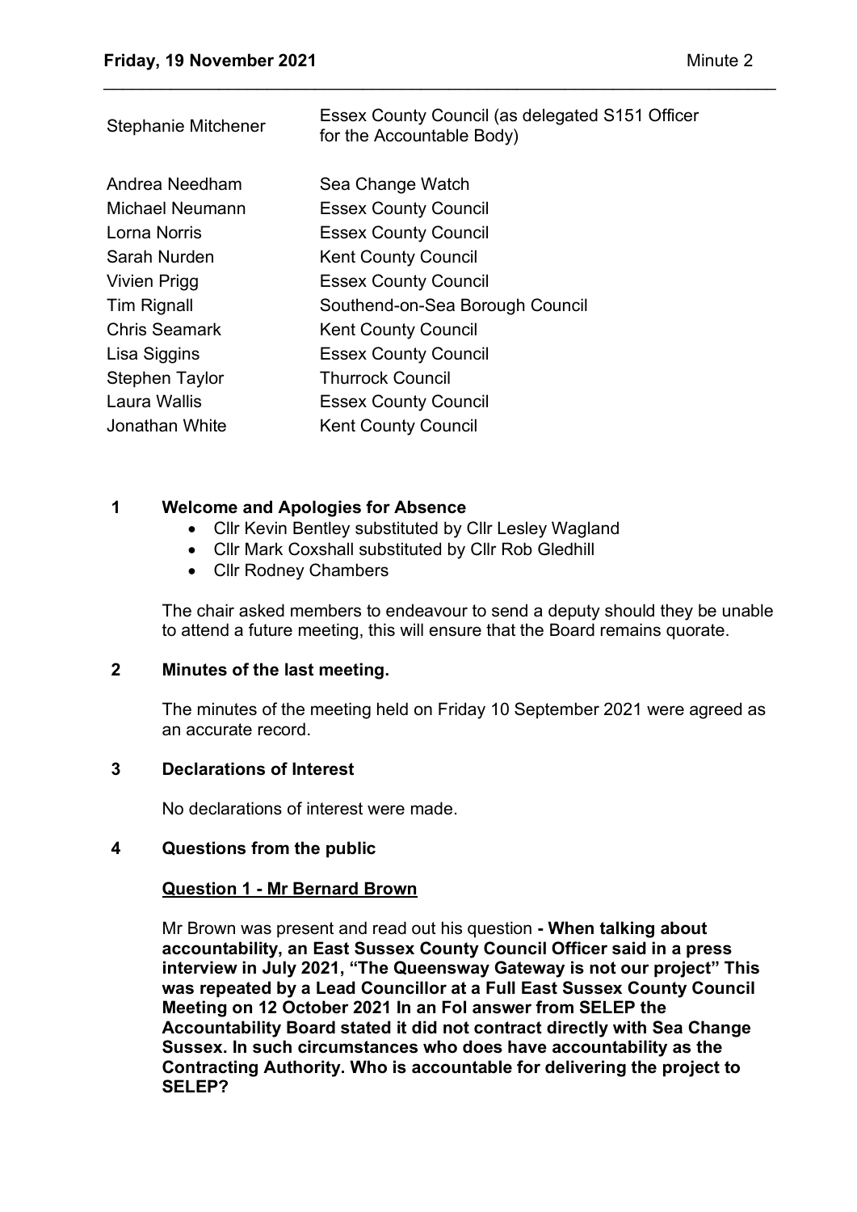| | |
|---|---|
| Stephanie Mitchener | Essex County Council (as delegated S151 Officer for the Accountable Body) |
| Andrea Needham | Sea Change Watch |
| Michael Neumann | Essex County Council |
| Lorna Norris | Essex County Council |
| Sarah Nurden | Kent County Council |
| Vivien Prigg | Essex County Council |
| Tim Rignall | Southend-on-Sea Borough Council |
| Chris Seamark | Kent County Council |
| Lisa Siggins | Essex County Council |
| Stephen Taylor | Thurrock Council |
| Laura Wallis | Essex County Council |
| Jonathan White | Kent County Council |

## 1 Welcome and Apologies for Absence

- Cllr Kevin Bentley substituted by Cllr Lesley Wagland
- Cllr Mark Coxshall substituted by Cllr Rob Gledhill
- Cllr Rodney Chambers

The chair asked members to endeavour to send a deputy should they be unable to attend a future meeting, this will ensure that the Board remains quorate.

## 2 Minutes of the last meeting.

The minutes of the meeting held on Friday 10 September 2021 were agreed as an accurate record.

## 3 Declarations of Interest

No declarations of interest were made.

## 4 Questions from the public

**Question 1 - Mr Bernard Brown**

Mr Brown was present and read out his question **- When talking about accountability, an East Sussex County Council Officer said in a press interview in July 2021, "The Queensway Gateway is not our project" This was repeated by a Lead Councillor at a Full East Sussex County Council Meeting on 12 October 2021 In an FoI answer from SELEP the Accountability Board stated it did not contract directly with Sea Change Sussex. In such circumstances who does have accountability as the Contracting Authority. Who is accountable for delivering the project to SELEP?**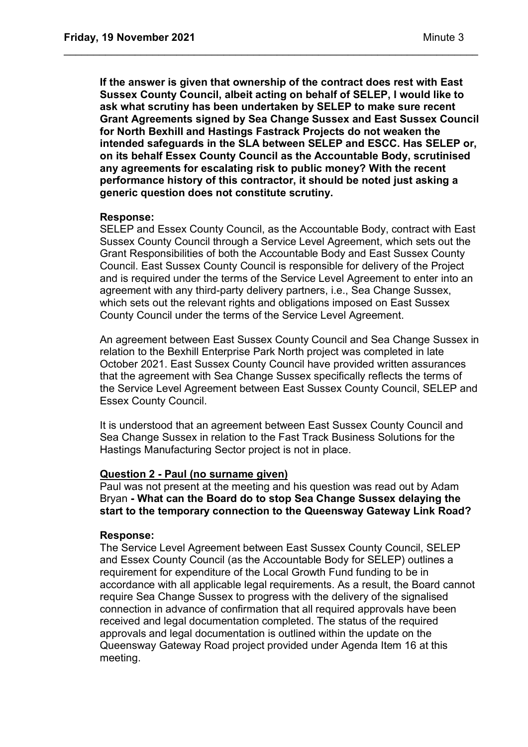**If the answer is given that ownership of the contract does rest with East Sussex County Council, albeit acting on behalf of SELEP, I would like to ask what scrutiny has been undertaken by SELEP to make sure recent Grant Agreements signed by Sea Change Sussex and East Sussex Council for North Bexhill and Hastings Fastrack Projects do not weaken the intended safeguards in the SLA between SELEP and ESCC. Has SELEP or, on its behalf Essex County Council as the Accountable Body, scrutinised any agreements for escalating risk to public money? With the recent performance history of this contractor, it should be noted just asking a generic question does not constitute scrutiny.**

**Response:**

SELEP and Essex County Council, as the Accountable Body, contract with East Sussex County Council through a Service Level Agreement, which sets out the Grant Responsibilities of both the Accountable Body and East Sussex County Council. East Sussex County Council is responsible for delivery of the Project and is required under the terms of the Service Level Agreement to enter into an agreement with any third-party delivery partners, i.e., Sea Change Sussex, which sets out the relevant rights and obligations imposed on East Sussex County Council under the terms of the Service Level Agreement.

An agreement between East Sussex County Council and Sea Change Sussex in relation to the Bexhill Enterprise Park North project was completed in late October 2021. East Sussex County Council have provided written assurances that the agreement with Sea Change Sussex specifically reflects the terms of the Service Level Agreement between East Sussex County Council, SELEP and Essex County Council.

It is understood that an agreement between East Sussex County Council and Sea Change Sussex in relation to the Fast Track Business Solutions for the Hastings Manufacturing Sector project is not in place.

**Question 2 - Paul (no surname given)**

Paul was not present at the meeting and his question was read out by Adam Bryan **- What can the Board do to stop Sea Change Sussex delaying the start to the temporary connection to the Queensway Gateway Link Road?**

**Response:**

The Service Level Agreement between East Sussex County Council, SELEP and Essex County Council (as the Accountable Body for SELEP) outlines a requirement for expenditure of the Local Growth Fund funding to be in accordance with all applicable legal requirements. As a result, the Board cannot require Sea Change Sussex to progress with the delivery of the signalised connection in advance of confirmation that all required approvals have been received and legal documentation completed. The status of the required approvals and legal documentation is outlined within the update on the Queensway Gateway Road project provided under Agenda Item 16 at this meeting.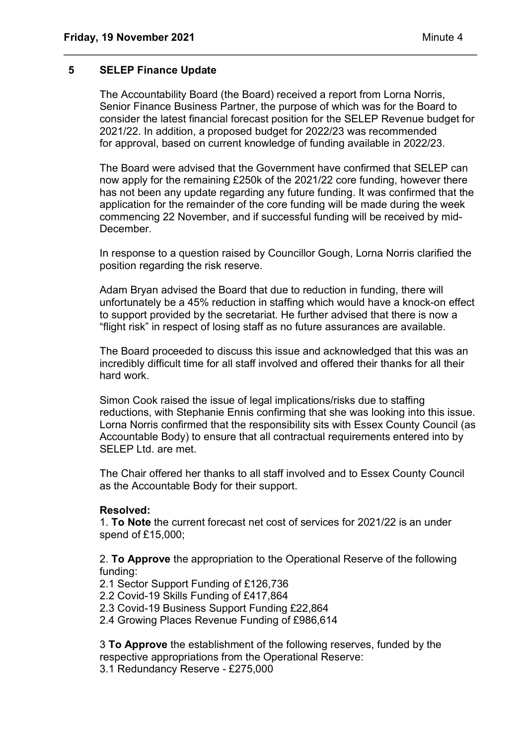## 5 SELEP Finance Update

The Accountability Board (the Board) received a report from Lorna Norris, Senior Finance Business Partner, the purpose of which was for the Board to consider the latest financial forecast position for the SELEP Revenue budget for 2021/22. In addition, a proposed budget for 2022/23 was recommended for approval, based on current knowledge of funding available in 2022/23.

The Board were advised that the Government have confirmed that SELEP can now apply for the remaining £250k of the 2021/22 core funding, however there has not been any update regarding any future funding. It was confirmed that the application for the remainder of the core funding will be made during the week commencing 22 November, and if successful funding will be received by mid-December.

In response to a question raised by Councillor Gough, Lorna Norris clarified the position regarding the risk reserve.

Adam Bryan advised the Board that due to reduction in funding, there will unfortunately be a 45% reduction in staffing which would have a knock-on effect to support provided by the secretariat. He further advised that there is now a "flight risk" in respect of losing staff as no future assurances are available.

The Board proceeded to discuss this issue and acknowledged that this was an incredibly difficult time for all staff involved and offered their thanks for all their hard work.

Simon Cook raised the issue of legal implications/risks due to staffing reductions, with Stephanie Ennis confirming that she was looking into this issue. Lorna Norris confirmed that the responsibility sits with Essex County Council (as Accountable Body) to ensure that all contractual requirements entered into by SELEP Ltd. are met.

The Chair offered her thanks to all staff involved and to Essex County Council as the Accountable Body for their support.

**Resolved:**

1. **To Note** the current forecast net cost of services for 2021/22 is an under spend of £15,000;

2. **To Approve** the appropriation to the Operational Reserve of the following funding:
   2.1 Sector Support Funding of £126,736
   2.2 Covid-19 Skills Funding of £417,864
   2.3 Covid-19 Business Support Funding £22,864
   2.4 Growing Places Revenue Funding of £986,614

3 **To Approve** the establishment of the following reserves, funded by the respective appropriations from the Operational Reserve:
3.1 Redundancy Reserve - £275,000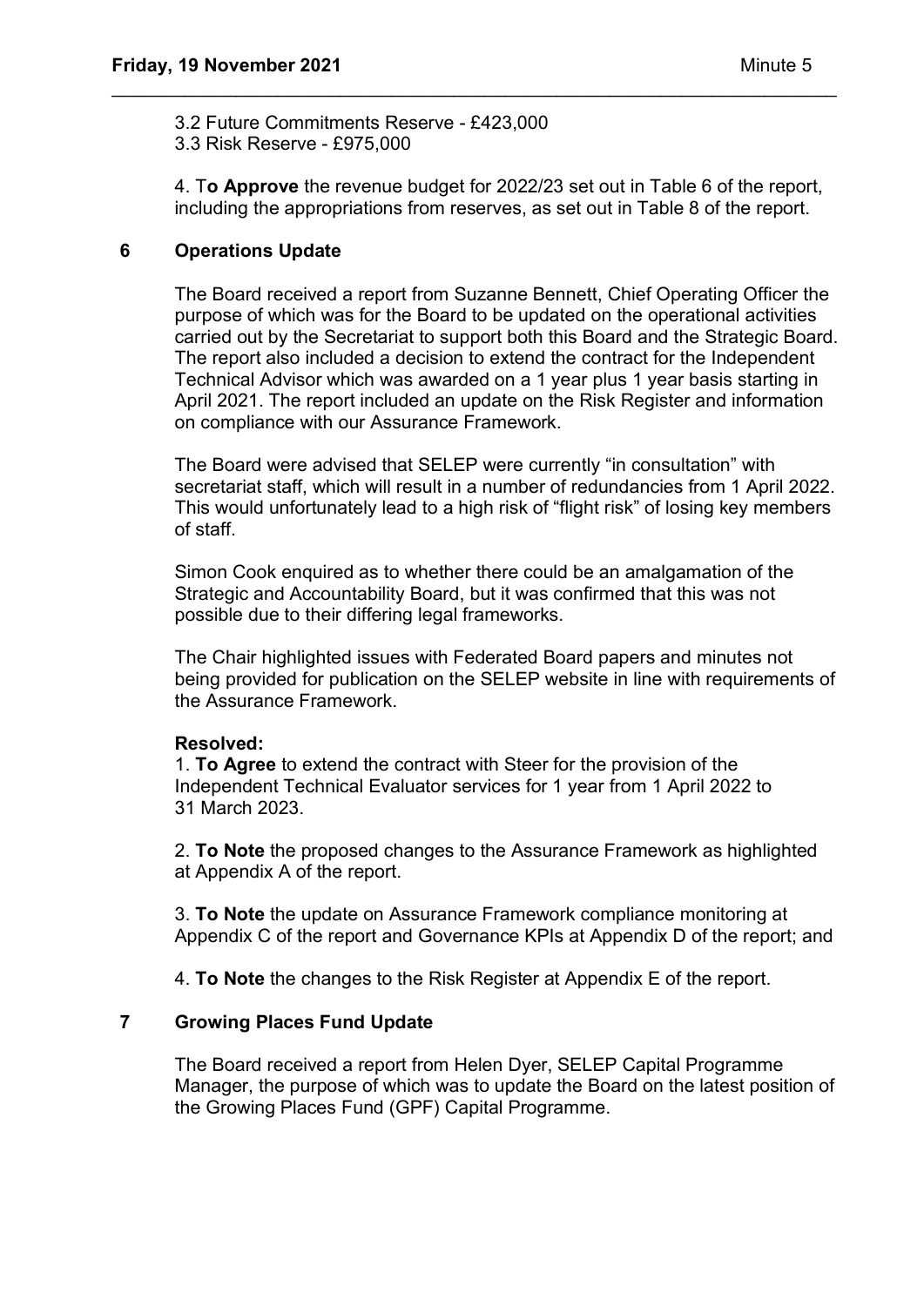3.2 Future Commitments Reserve - £423,000
3.3 Risk Reserve - £975,000

4. T**o Approve** the revenue budget for 2022/23 set out in Table 6 of the report, including the appropriations from reserves, as set out in Table 8 of the report.

## 6 Operations Update

The Board received a report from Suzanne Bennett, Chief Operating Officer the purpose of which was for the Board to be updated on the operational activities carried out by the Secretariat to support both this Board and the Strategic Board. The report also included a decision to extend the contract for the Independent Technical Advisor which was awarded on a 1 year plus 1 year basis starting in April 2021. The report included an update on the Risk Register and information on compliance with our Assurance Framework.

The Board were advised that SELEP were currently "in consultation" with secretariat staff, which will result in a number of redundancies from 1 April 2022. This would unfortunately lead to a high risk of "flight risk" of losing key members of staff.

Simon Cook enquired as to whether there could be an amalgamation of the Strategic and Accountability Board, but it was confirmed that this was not possible due to their differing legal frameworks.

The Chair highlighted issues with Federated Board papers and minutes not being provided for publication on the SELEP website in line with requirements of the Assurance Framework.

**Resolved:**

1. **To Agree** to extend the contract with Steer for the provision of the Independent Technical Evaluator services for 1 year from 1 April 2022 to 31 March 2023.

2. **To Note** the proposed changes to the Assurance Framework as highlighted at Appendix A of the report.

3. **To Note** the update on Assurance Framework compliance monitoring at Appendix C of the report and Governance KPIs at Appendix D of the report; and

4. **To Note** the changes to the Risk Register at Appendix E of the report.

## 7 Growing Places Fund Update

The Board received a report from Helen Dyer, SELEP Capital Programme Manager, the purpose of which was to update the Board on the latest position of the Growing Places Fund (GPF) Capital Programme.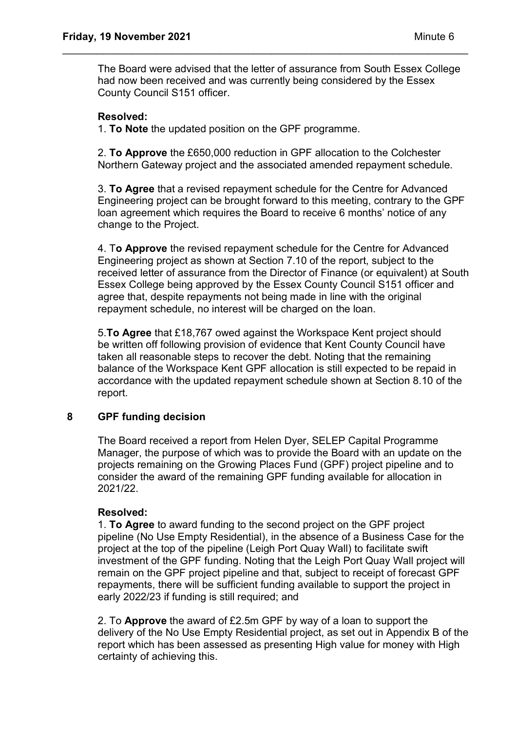The Board were advised that the letter of assurance from South Essex College had now been received and was currently being considered by the Essex County Council S151 officer.

**Resolved:**

1. **To Note** the updated position on the GPF programme.

2. **To Approve** the £650,000 reduction in GPF allocation to the Colchester Northern Gateway project and the associated amended repayment schedule.

3. **To Agree** that a revised repayment schedule for the Centre for Advanced Engineering project can be brought forward to this meeting, contrary to the GPF loan agreement which requires the Board to receive 6 months' notice of any change to the Project.

4. T**o Approve** the revised repayment schedule for the Centre for Advanced Engineering project as shown at Section 7.10 of the report, subject to the received letter of assurance from the Director of Finance (or equivalent) at South Essex College being approved by the Essex County Council S151 officer and agree that, despite repayments not being made in line with the original repayment schedule, no interest will be charged on the loan.

5.**To Agree** that £18,767 owed against the Workspace Kent project should be written off following provision of evidence that Kent County Council have taken all reasonable steps to recover the debt. Noting that the remaining balance of the Workspace Kent GPF allocation is still expected to be repaid in accordance with the updated repayment schedule shown at Section 8.10 of the report.

## 8 GPF funding decision

The Board received a report from Helen Dyer, SELEP Capital Programme Manager, the purpose of which was to provide the Board with an update on the projects remaining on the Growing Places Fund (GPF) project pipeline and to consider the award of the remaining GPF funding available for allocation in 2021/22.

**Resolved:**

1. **To Agree** to award funding to the second project on the GPF project pipeline (No Use Empty Residential), in the absence of a Business Case for the project at the top of the pipeline (Leigh Port Quay Wall) to facilitate swift investment of the GPF funding. Noting that the Leigh Port Quay Wall project will remain on the GPF project pipeline and that, subject to receipt of forecast GPF repayments, there will be sufficient funding available to support the project in early 2022/23 if funding is still required; and

2. To **Approve** the award of £2.5m GPF by way of a loan to support the delivery of the No Use Empty Residential project, as set out in Appendix B of the report which has been assessed as presenting High value for money with High certainty of achieving this.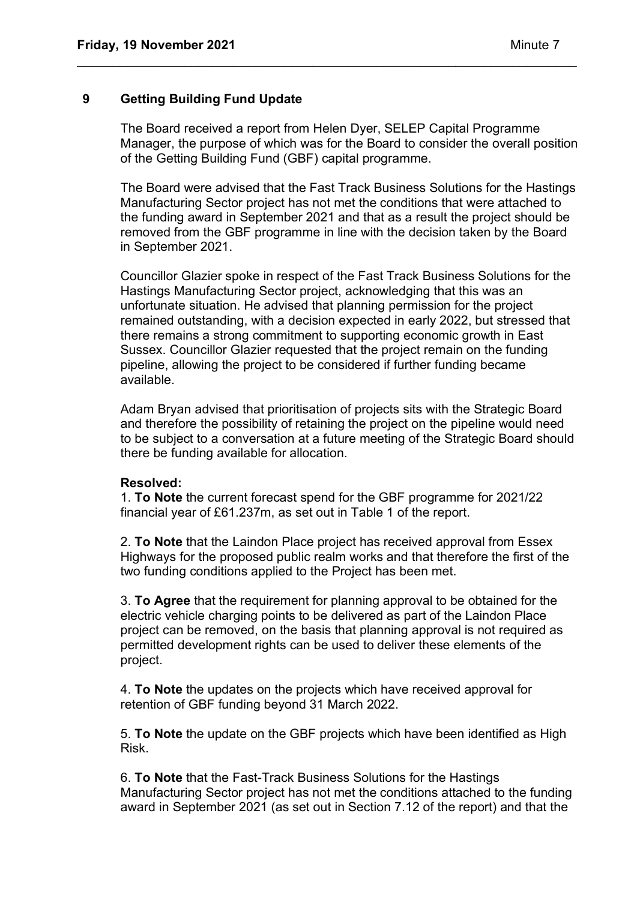## 9 Getting Building Fund Update

The Board received a report from Helen Dyer, SELEP Capital Programme Manager, the purpose of which was for the Board to consider the overall position of the Getting Building Fund (GBF) capital programme.

The Board were advised that the Fast Track Business Solutions for the Hastings Manufacturing Sector project has not met the conditions that were attached to the funding award in September 2021 and that as a result the project should be removed from the GBF programme in line with the decision taken by the Board in September 2021.

Councillor Glazier spoke in respect of the Fast Track Business Solutions for the Hastings Manufacturing Sector project, acknowledging that this was an unfortunate situation. He advised that planning permission for the project remained outstanding, with a decision expected in early 2022, but stressed that there remains a strong commitment to supporting economic growth in East Sussex. Councillor Glazier requested that the project remain on the funding pipeline, allowing the project to be considered if further funding became available.

Adam Bryan advised that prioritisation of projects sits with the Strategic Board and therefore the possibility of retaining the project on the pipeline would need to be subject to a conversation at a future meeting of the Strategic Board should there be funding available for allocation.

**Resolved:**

1. **To Note** the current forecast spend for the GBF programme for 2021/22 financial year of £61.237m, as set out in Table 1 of the report.

2. **To Note** that the Laindon Place project has received approval from Essex Highways for the proposed public realm works and that therefore the first of the two funding conditions applied to the Project has been met.

3. **To Agree** that the requirement for planning approval to be obtained for the electric vehicle charging points to be delivered as part of the Laindon Place project can be removed, on the basis that planning approval is not required as permitted development rights can be used to deliver these elements of the project.

4. **To Note** the updates on the projects which have received approval for retention of GBF funding beyond 31 March 2022.

5. **To Note** the update on the GBF projects which have been identified as High Risk.

6. **To Note** that the Fast-Track Business Solutions for the Hastings Manufacturing Sector project has not met the conditions attached to the funding award in September 2021 (as set out in Section 7.12 of the report) and that the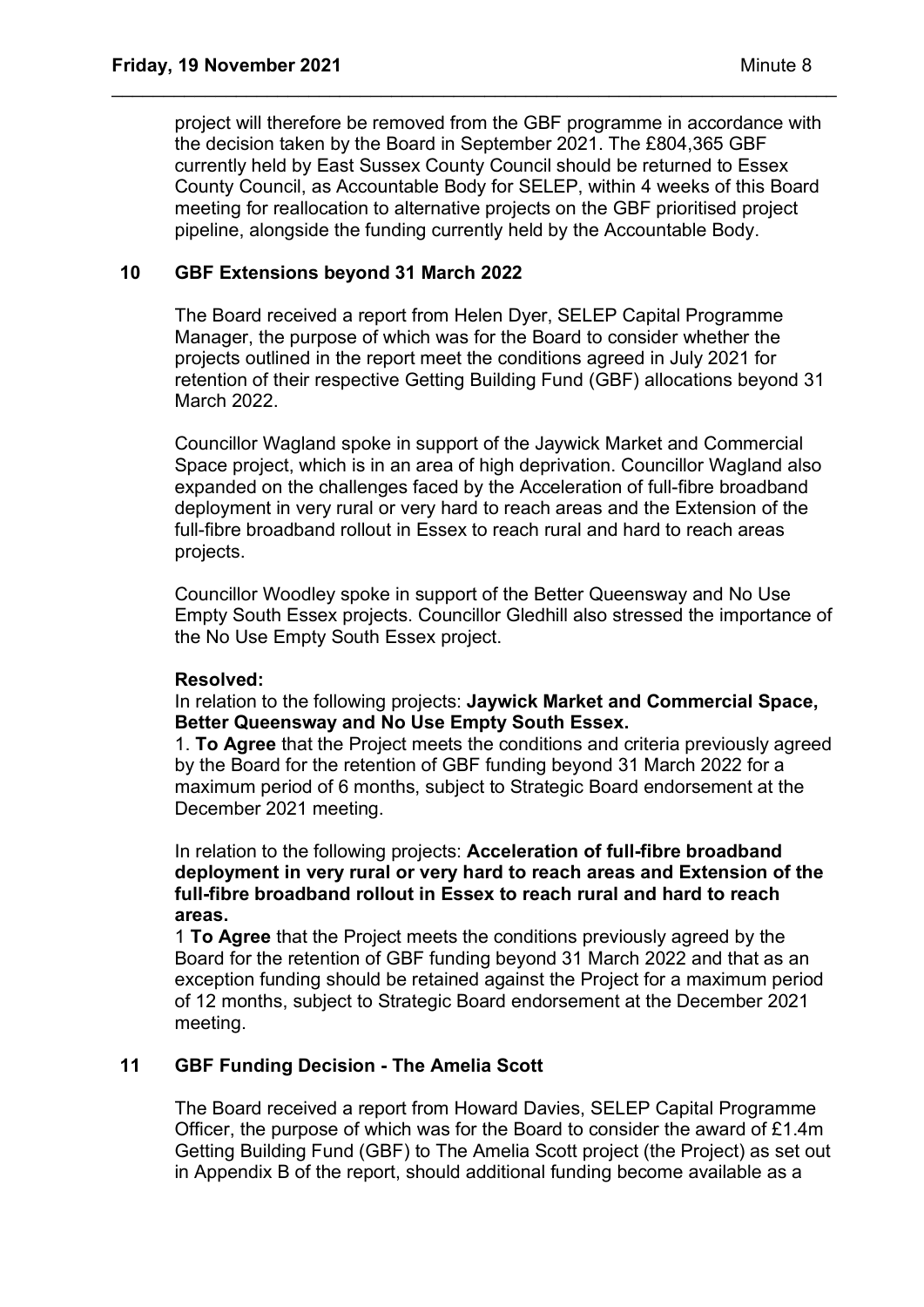project will therefore be removed from the GBF programme in accordance with the decision taken by the Board in September 2021. The £804,365 GBF currently held by East Sussex County Council should be returned to Essex County Council, as Accountable Body for SELEP, within 4 weeks of this Board meeting for reallocation to alternative projects on the GBF prioritised project pipeline, alongside the funding currently held by the Accountable Body.

## 10 GBF Extensions beyond 31 March 2022

The Board received a report from Helen Dyer, SELEP Capital Programme Manager, the purpose of which was for the Board to consider whether the projects outlined in the report meet the conditions agreed in July 2021 for retention of their respective Getting Building Fund (GBF) allocations beyond 31 March 2022.

Councillor Wagland spoke in support of the Jaywick Market and Commercial Space project, which is in an area of high deprivation. Councillor Wagland also expanded on the challenges faced by the Acceleration of full-fibre broadband deployment in very rural or very hard to reach areas and the Extension of the full-fibre broadband rollout in Essex to reach rural and hard to reach areas projects.

Councillor Woodley spoke in support of the Better Queensway and No Use Empty South Essex projects. Councillor Gledhill also stressed the importance of the No Use Empty South Essex project.

**Resolved:**

In relation to the following projects: **Jaywick Market and Commercial Space, Better Queensway and No Use Empty South Essex.**

1. **To Agree** that the Project meets the conditions and criteria previously agreed by the Board for the retention of GBF funding beyond 31 March 2022 for a maximum period of 6 months, subject to Strategic Board endorsement at the December 2021 meeting.

In relation to the following projects: **Acceleration of full-fibre broadband deployment in very rural or very hard to reach areas and Extension of the full-fibre broadband rollout in Essex to reach rural and hard to reach areas.**

1 **To Agree** that the Project meets the conditions previously agreed by the Board for the retention of GBF funding beyond 31 March 2022 and that as an exception funding should be retained against the Project for a maximum period of 12 months, subject to Strategic Board endorsement at the December 2021 meeting.

## 11 GBF Funding Decision - The Amelia Scott

The Board received a report from Howard Davies, SELEP Capital Programme Officer, the purpose of which was for the Board to consider the award of £1.4m Getting Building Fund (GBF) to The Amelia Scott project (the Project) as set out in Appendix B of the report, should additional funding become available as a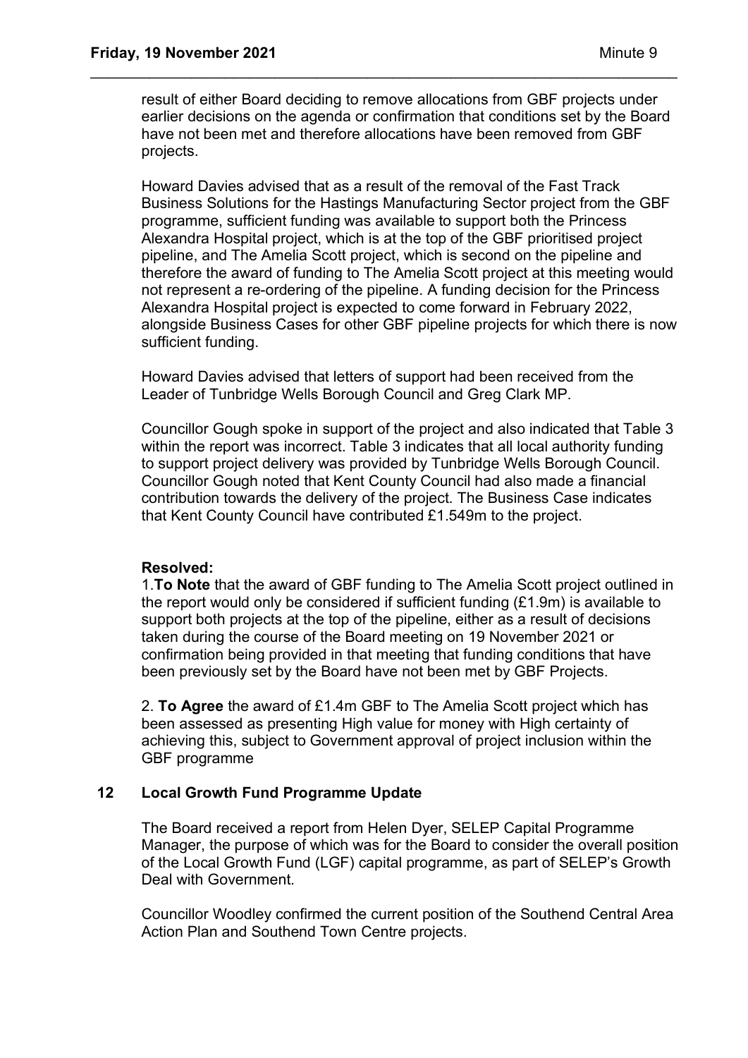result of either Board deciding to remove allocations from GBF projects under earlier decisions on the agenda or confirmation that conditions set by the Board have not been met and therefore allocations have been removed from GBF projects.

Howard Davies advised that as a result of the removal of the Fast Track Business Solutions for the Hastings Manufacturing Sector project from the GBF programme, sufficient funding was available to support both the Princess Alexandra Hospital project, which is at the top of the GBF prioritised project pipeline, and The Amelia Scott project, which is second on the pipeline and therefore the award of funding to The Amelia Scott project at this meeting would not represent a re-ordering of the pipeline. A funding decision for the Princess Alexandra Hospital project is expected to come forward in February 2022, alongside Business Cases for other GBF pipeline projects for which there is now sufficient funding.

Howard Davies advised that letters of support had been received from the Leader of Tunbridge Wells Borough Council and Greg Clark MP.

Councillor Gough spoke in support of the project and also indicated that Table 3 within the report was incorrect. Table 3 indicates that all local authority funding to support project delivery was provided by Tunbridge Wells Borough Council. Councillor Gough noted that Kent County Council had also made a financial contribution towards the delivery of the project. The Business Case indicates that Kent County Council have contributed £1.549m to the project.

**Resolved:**

1. **To Note** that the award of GBF funding to The Amelia Scott project outlined in the report would only be considered if sufficient funding (£1.9m) is available to support both projects at the top of the pipeline, either as a result of decisions taken during the course of the Board meeting on 19 November 2021 or confirmation being provided in that meeting that funding conditions that have been previously set by the Board have not been met by GBF Projects.

2. **To Agree** the award of £1.4m GBF to The Amelia Scott project which has been assessed as presenting High value for money with High certainty of achieving this, subject to Government approval of project inclusion within the GBF programme

## 12 Local Growth Fund Programme Update

The Board received a report from Helen Dyer, SELEP Capital Programme Manager, the purpose of which was for the Board to consider the overall position of the Local Growth Fund (LGF) capital programme, as part of SELEP's Growth Deal with Government.

Councillor Woodley confirmed the current position of the Southend Central Area Action Plan and Southend Town Centre projects.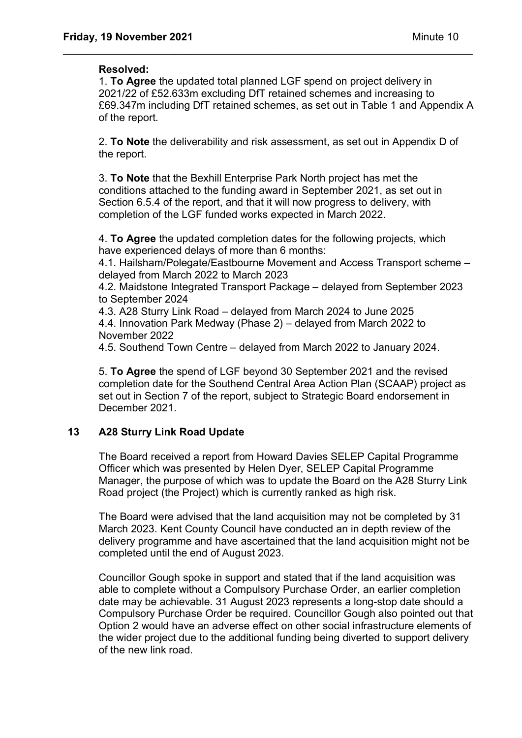**Resolved:**

1. **To Agree** the updated total planned LGF spend on project delivery in 2021/22 of £52.633m excluding DfT retained schemes and increasing to £69.347m including DfT retained schemes, as set out in Table 1 and Appendix A of the report.

2. **To Note** the deliverability and risk assessment, as set out in Appendix D of the report.

3. **To Note** that the Bexhill Enterprise Park North project has met the conditions attached to the funding award in September 2021, as set out in Section 6.5.4 of the report, and that it will now progress to delivery, with completion of the LGF funded works expected in March 2022.

4. **To Agree** the updated completion dates for the following projects, which have experienced delays of more than 6 months:

4.1. Hailsham/Polegate/Eastbourne Movement and Access Transport scheme – delayed from March 2022 to March 2023

4.2. Maidstone Integrated Transport Package – delayed from September 2023 to September 2024

4.3. A28 Sturry Link Road – delayed from March 2024 to June 2025

4.4. Innovation Park Medway (Phase 2) – delayed from March 2022 to November 2022

4.5. Southend Town Centre – delayed from March 2022 to January 2024.

5. **To Agree** the spend of LGF beyond 30 September 2021 and the revised completion date for the Southend Central Area Action Plan (SCAAP) project as set out in Section 7 of the report, subject to Strategic Board endorsement in December 2021.

## 13 A28 Sturry Link Road Update

The Board received a report from Howard Davies SELEP Capital Programme Officer which was presented by Helen Dyer, SELEP Capital Programme Manager, the purpose of which was to update the Board on the A28 Sturry Link Road project (the Project) which is currently ranked as high risk.

The Board were advised that the land acquisition may not be completed by 31 March 2023. Kent County Council have conducted an in depth review of the delivery programme and have ascertained that the land acquisition might not be completed until the end of August 2023.

Councillor Gough spoke in support and stated that if the land acquisition was able to complete without a Compulsory Purchase Order, an earlier completion date may be achievable. 31 August 2023 represents a long-stop date should a Compulsory Purchase Order be required. Councillor Gough also pointed out that Option 2 would have an adverse effect on other social infrastructure elements of the wider project due to the additional funding being diverted to support delivery of the new link road.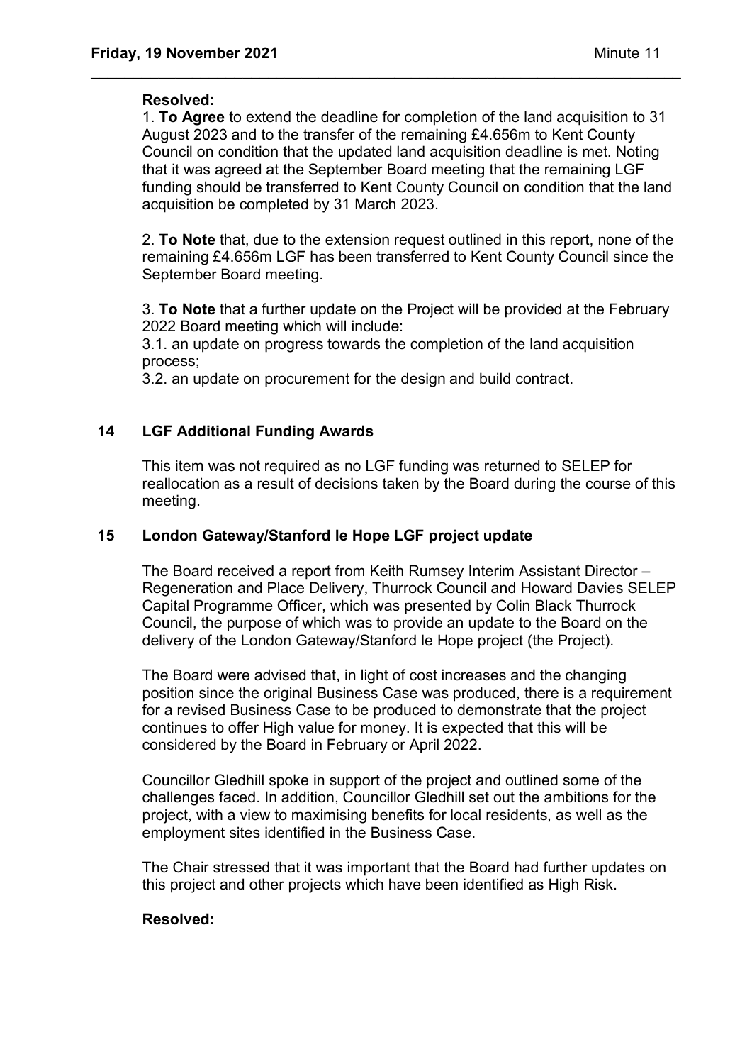**Resolved:**

1. **To Agree** to extend the deadline for completion of the land acquisition to 31 August 2023 and to the transfer of the remaining £4.656m to Kent County Council on condition that the updated land acquisition deadline is met. Noting that it was agreed at the September Board meeting that the remaining LGF funding should be transferred to Kent County Council on condition that the land acquisition be completed by 31 March 2023.

2. **To Note** that, due to the extension request outlined in this report, none of the remaining £4.656m LGF has been transferred to Kent County Council since the September Board meeting.

3. **To Note** that a further update on the Project will be provided at the February 2022 Board meeting which will include:

3.1. an update on progress towards the completion of the land acquisition process;

3.2. an update on procurement for the design and build contract.

## 14 LGF Additional Funding Awards

This item was not required as no LGF funding was returned to SELEP for reallocation as a result of decisions taken by the Board during the course of this meeting.

## 15 London Gateway/Stanford le Hope LGF project update

The Board received a report from Keith Rumsey Interim Assistant Director – Regeneration and Place Delivery, Thurrock Council and Howard Davies SELEP Capital Programme Officer, which was presented by Colin Black Thurrock Council, the purpose of which was to provide an update to the Board on the delivery of the London Gateway/Stanford le Hope project (the Project).

The Board were advised that, in light of cost increases and the changing position since the original Business Case was produced, there is a requirement for a revised Business Case to be produced to demonstrate that the project continues to offer High value for money. It is expected that this will be considered by the Board in February or April 2022.

Councillor Gledhill spoke in support of the project and outlined some of the challenges faced. In addition, Councillor Gledhill set out the ambitions for the project, with a view to maximising benefits for local residents, as well as the employment sites identified in the Business Case.

The Chair stressed that it was important that the Board had further updates on this project and other projects which have been identified as High Risk.

**Resolved:**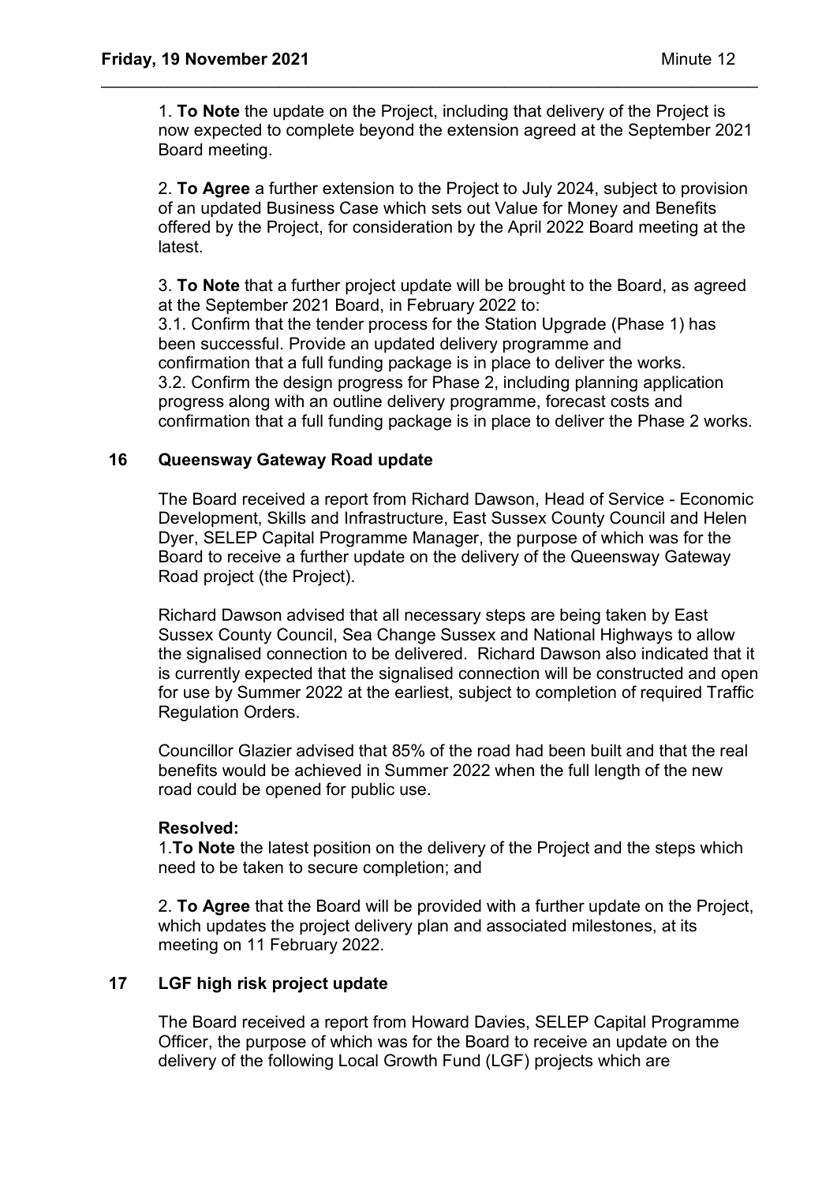1. **To Note** the update on the Project, including that delivery of the Project is now expected to complete beyond the extension agreed at the September 2021 Board meeting.

2. **To Agree** a further extension to the Project to July 2024, subject to provision of an updated Business Case which sets out Value for Money and Benefits offered by the Project, for consideration by the April 2022 Board meeting at the latest.

3. **To Note** that a further project update will be brought to the Board, as agreed at the September 2021 Board, in February 2022 to:
3.1. Confirm that the tender process for the Station Upgrade (Phase 1) has been successful. Provide an updated delivery programme and confirmation that a full funding package is in place to deliver the works.
3.2. Confirm the design progress for Phase 2, including planning application progress along with an outline delivery programme, forecast costs and confirmation that a full funding package is in place to deliver the Phase 2 works.

## 16 Queensway Gateway Road update

The Board received a report from Richard Dawson, Head of Service - Economic Development, Skills and Infrastructure, East Sussex County Council and Helen Dyer, SELEP Capital Programme Manager, the purpose of which was for the Board to receive a further update on the delivery of the Queensway Gateway Road project (the Project).

Richard Dawson advised that all necessary steps are being taken by East Sussex County Council, Sea Change Sussex and National Highways to allow the signalised connection to be delivered. Richard Dawson also indicated that it is currently expected that the signalised connection will be constructed and open for use by Summer 2022 at the earliest, subject to completion of required Traffic Regulation Orders.

Councillor Glazier advised that 85% of the road had been built and that the real benefits would be achieved in Summer 2022 when the full length of the new road could be opened for public use.

**Resolved:**

1. **To Note** the latest position on the delivery of the Project and the steps which need to be taken to secure completion; and

2. **To Agree** that the Board will be provided with a further update on the Project, which updates the project delivery plan and associated milestones, at its meeting on 11 February 2022.

## 17 LGF high risk project update

The Board received a report from Howard Davies, SELEP Capital Programme Officer, the purpose of which was for the Board to receive an update on the delivery of the following Local Growth Fund (LGF) projects which are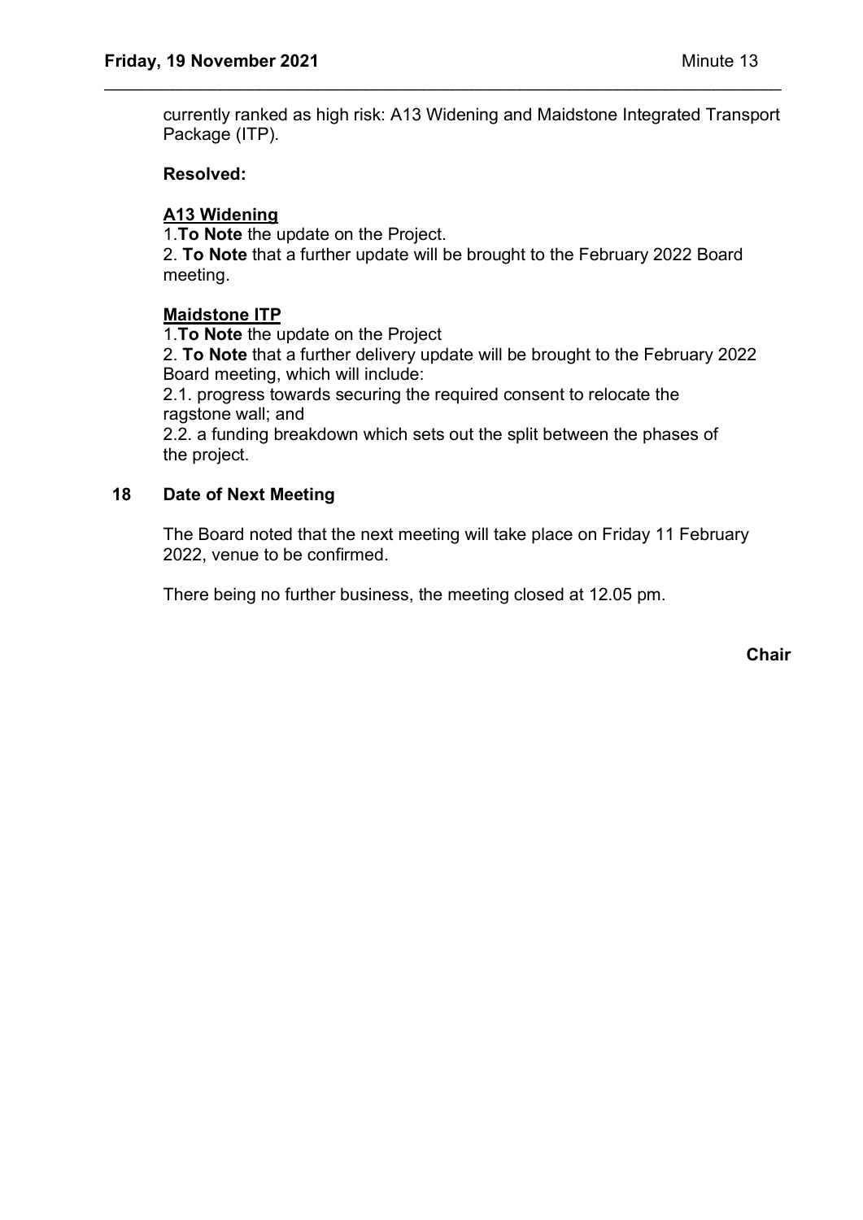currently ranked as high risk: A13 Widening and Maidstone Integrated Transport Package (ITP).

**Resolved:**

**A13 Widening**

1.**To Note** the update on the Project.

2. **To Note** that a further update will be brought to the February 2022 Board meeting.

**Maidstone ITP**

1.**To Note** the update on the Project

2. **To Note** that a further delivery update will be brought to the February 2022 Board meeting, which will include:

2.1. progress towards securing the required consent to relocate the ragstone wall; and

2.2. a funding breakdown which sets out the split between the phases of the project.

## 18 Date of Next Meeting

The Board noted that the next meeting will take place on Friday 11 February 2022, venue to be confirmed.

There being no further business, the meeting closed at 12.05 pm.

**Chair**